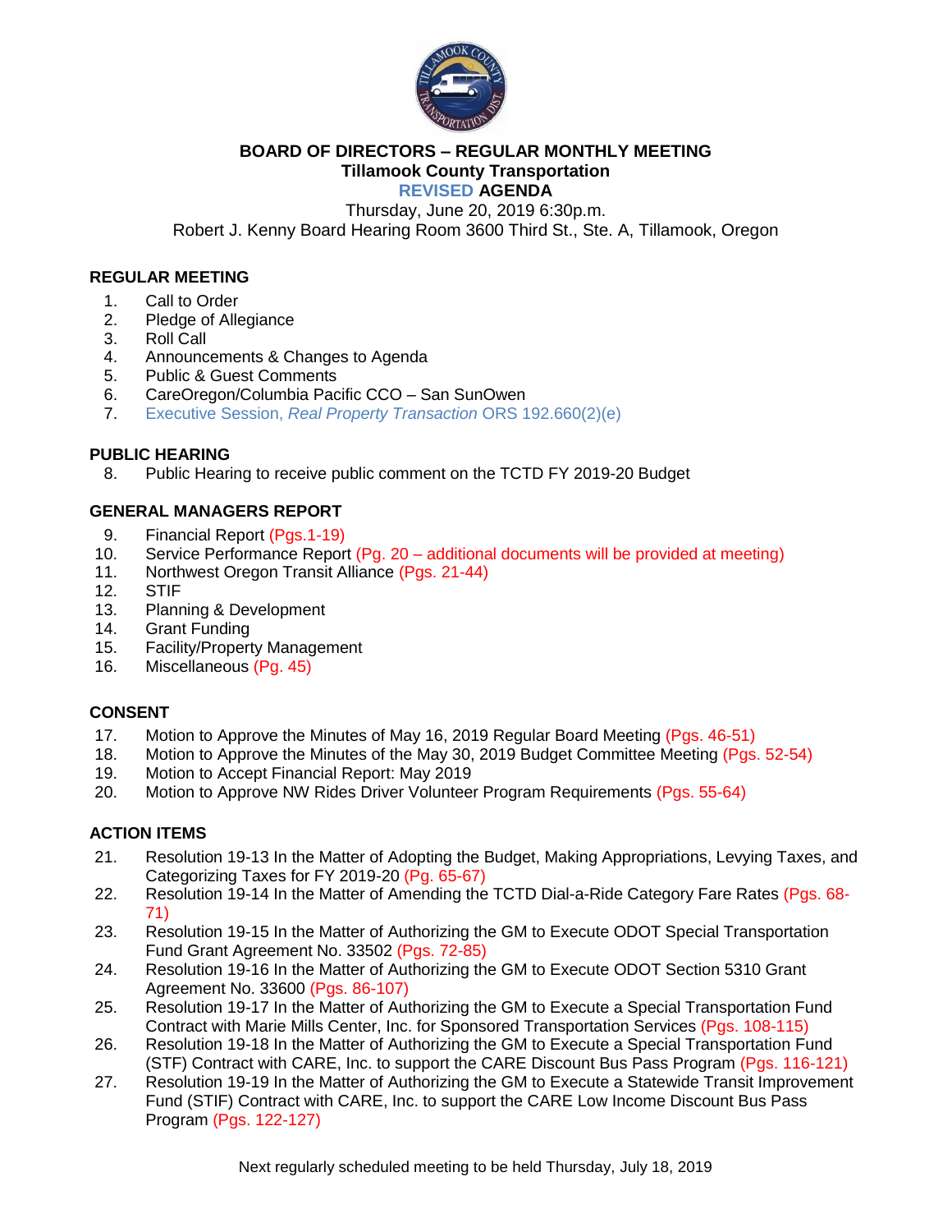# BOARD OF DIRECTORS – REGULAR MONTHLY MEETING

## Tillamook County Transportation

## REVISED AGENDA

Thursday, June 20, 2019 6:30p.m.

Robert J. Kenny Board Hearing Room 3600 Third St., Ste. A, Tillamook, Oregon

### REGULAR MEETING

1. Call to Order
2. Pledge of Allegiance
3. Roll Call
4. Announcements & Changes to Agenda
5. Public & Guest Comments
6. CareOregon/Columbia Pacific CCO – San SunOwen
7. Executive Session, *Real Property Transaction* ORS 192.660(2)(e)

### PUBLIC HEARING

8. Public Hearing to receive public comment on the TCTD FY 2019-20 Budget

### GENERAL MANAGERS REPORT

9. Financial Report (Pgs.1-19)
10. Service Performance Report (Pg. 20 – additional documents will be provided at meeting)
11. Northwest Oregon Transit Alliance (Pgs. 21-44)
12. STIF
13. Planning & Development
14. Grant Funding
15. Facility/Property Management
16. Miscellaneous (Pg. 45)

### CONSENT

17. Motion to Approve the Minutes of May 16, 2019 Regular Board Meeting (Pgs. 46-51)
18. Motion to Approve the Minutes of the May 30, 2019 Budget Committee Meeting (Pgs. 52-54)
19. Motion to Accept Financial Report: May 2019
20. Motion to Approve NW Rides Driver Volunteer Program Requirements (Pgs. 55-64)

### ACTION ITEMS

21. Resolution 19-13 In the Matter of Adopting the Budget, Making Appropriations, Levying Taxes, and Categorizing Taxes for FY 2019-20 (Pg. 65-67)
22. Resolution 19-14 In the Matter of Amending the TCTD Dial-a-Ride Category Fare Rates (Pgs. 68-71)
23. Resolution 19-15 In the Matter of Authorizing the GM to Execute ODOT Special Transportation Fund Grant Agreement No. 33502 (Pgs. 72-85)
24. Resolution 19-16 In the Matter of Authorizing the GM to Execute ODOT Section 5310 Grant Agreement No. 33600 (Pgs. 86-107)
25. Resolution 19-17 In the Matter of Authorizing the GM to Execute a Special Transportation Fund Contract with Marie Mills Center, Inc. for Sponsored Transportation Services (Pgs. 108-115)
26. Resolution 19-18 In the Matter of Authorizing the GM to Execute a Special Transportation Fund (STF) Contract with CARE, Inc. to support the CARE Discount Bus Pass Program (Pgs. 116-121)
27. Resolution 19-19 In the Matter of Authorizing the GM to Execute a Statewide Transit Improvement Fund (STIF) Contract with CARE, Inc. to support the CARE Low Income Discount Bus Pass Program (Pgs. 122-127)

Next regularly scheduled meeting to be held Thursday, July 18, 2019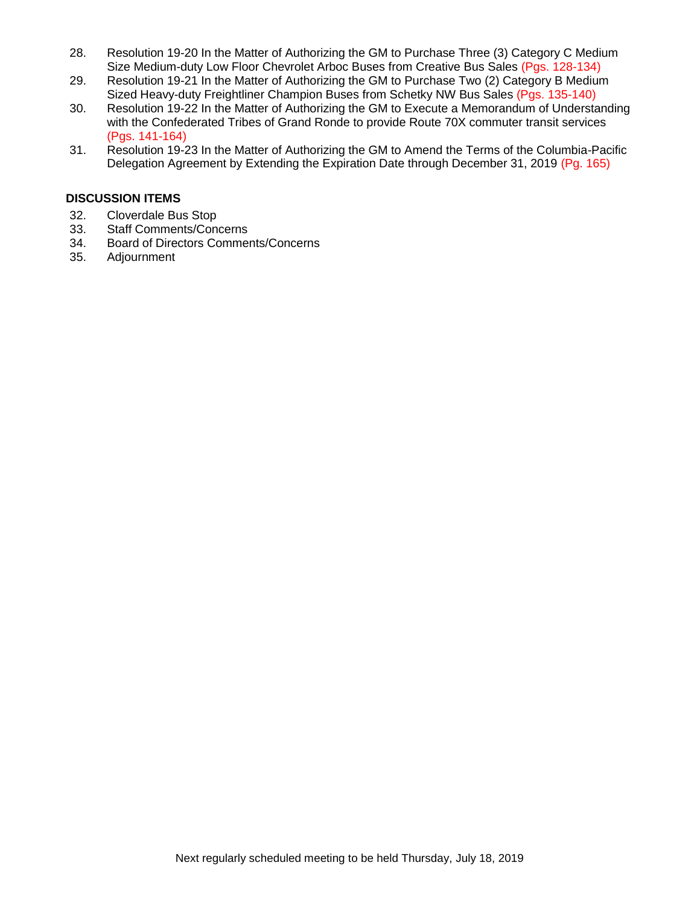28. Resolution 19-20 In the Matter of Authorizing the GM to Purchase Three (3) Category C Medium Size Medium-duty Low Floor Chevrolet Arboc Buses from Creative Bus Sales (Pgs. 128-134)
29. Resolution 19-21 In the Matter of Authorizing the GM to Purchase Two (2) Category B Medium Sized Heavy-duty Freightliner Champion Buses from Schetky NW Bus Sales (Pgs. 135-140)
30. Resolution 19-22 In the Matter of Authorizing the GM to Execute a Memorandum of Understanding with the Confederated Tribes of Grand Ronde to provide Route 70X commuter transit services (Pgs. 141-164)
31. Resolution 19-23 In the Matter of Authorizing the GM to Amend the Terms of the Columbia-Pacific Delegation Agreement by Extending the Expiration Date through December 31, 2019 (Pg. 165)

**DISCUSSION ITEMS**

32. Cloverdale Bus Stop
33. Staff Comments/Concerns
34. Board of Directors Comments/Concerns
35. Adjournment

Next regularly scheduled meeting to be held Thursday, July 18, 2019